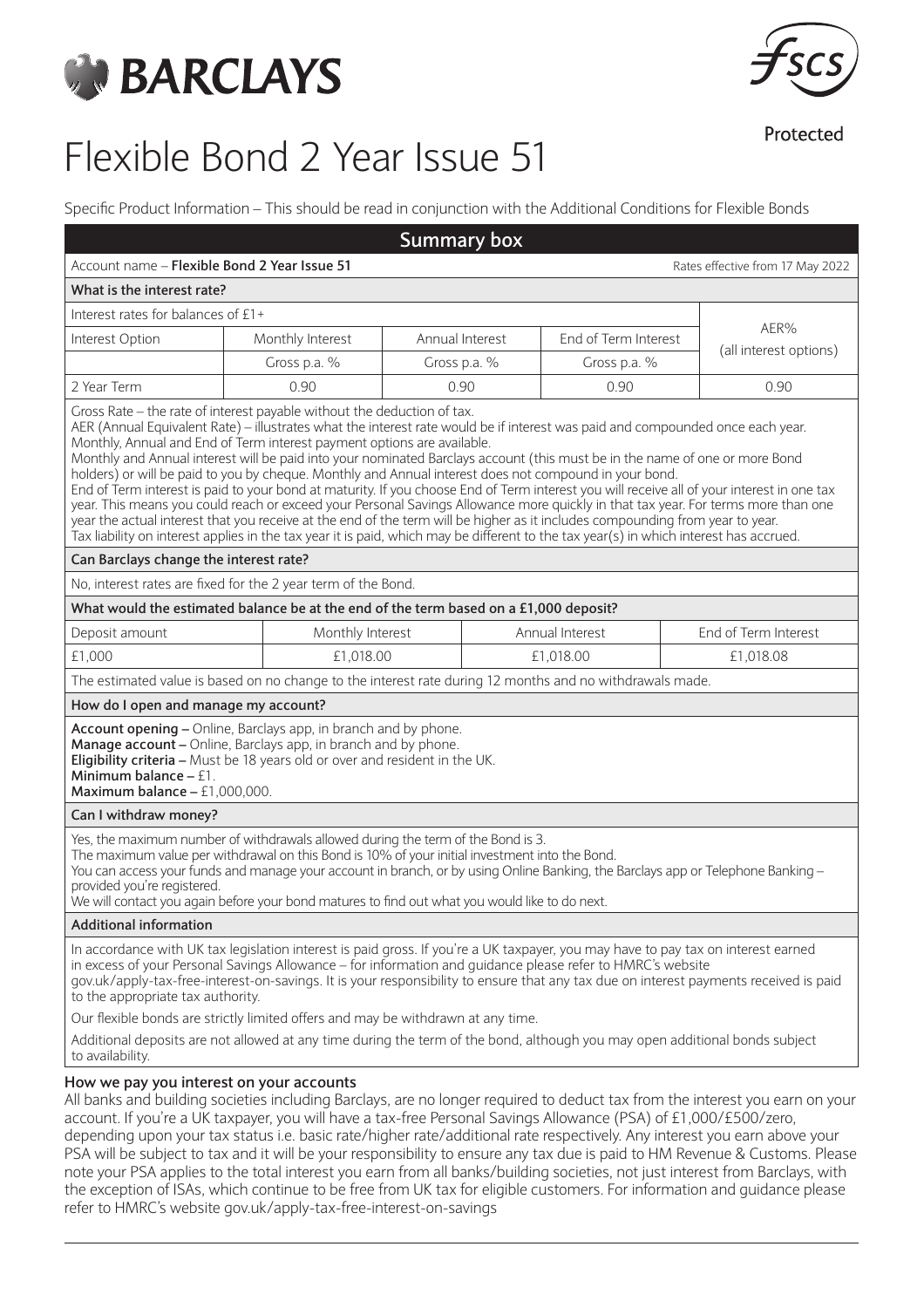# Flexible Bond 2 Year Issue 51

Protected

Specific Product Information – This should be read in conjunction with the Additional Conditions for Flexible Bonds

## Summary box

Account name – **Flexible Bond 2 Year Issue 51** — Rates effective from 17 May 2022

**What is the interest rate?**

Interest rates for balances of £1+

| Interest Option | Monthly Interest | Annual Interest | End of Term Interest | AER% (all interest options) |
|---|---|---|---|---|
| | Gross p.a. % | Gross p.a. % | Gross p.a. % | |
| 2 Year Term | 0.90 | 0.90 | 0.90 | 0.90 |

Gross Rate – the rate of interest payable without the deduction of tax.
AER (Annual Equivalent Rate) – illustrates what the interest rate would be if interest was paid and compounded once each year.
Monthly, Annual and End of Term interest payment options are available.
Monthly and Annual interest will be paid into your nominated Barclays account (this must be in the name of one or more Bond holders) or will be paid to you by cheque. Monthly and Annual interest does not compound in your bond.
End of Term interest is paid to your bond at maturity. If you choose End of Term interest you will receive all of your interest in one tax year. This means you could reach or exceed your Personal Savings Allowance more quickly in that tax year. For terms more than one year the actual interest that you receive at the end of the term will be higher as it includes compounding from year to year.
Tax liability on interest applies in the tax year it is paid, which may be different to the tax year(s) in which interest has accrued.

**Can Barclays change the interest rate?**

No, interest rates are fixed for the 2 year term of the Bond.

**What would the estimated balance be at the end of the term based on a £1,000 deposit?**

| Deposit amount | Monthly Interest | Annual Interest | End of Term Interest |
|---|---|---|---|
| £1,000 | £1,018.00 | £1,018.00 | £1,018.08 |

The estimated value is based on no change to the interest rate during 12 months and no withdrawals made.

**How do I open and manage my account?**

**Account opening –** Online, Barclays app, in branch and by phone.
**Manage account –** Online, Barclays app, in branch and by phone.
**Eligibility criteria –** Must be 18 years old or over and resident in the UK.
**Minimum balance –** £1.
**Maximum balance –** £1,000,000.

**Can I withdraw money?**

Yes, the maximum number of withdrawals allowed during the term of the Bond is 3.
The maximum value per withdrawal on this Bond is 10% of your initial investment into the Bond.
You can access your funds and manage your account in branch, or by using Online Banking, the Barclays app or Telephone Banking – provided you're registered.
We will contact you again before your bond matures to find out what you would like to do next.

**Additional information**

In accordance with UK tax legislation interest is paid gross. If you're a UK taxpayer, you may have to pay tax on interest earned in excess of your Personal Savings Allowance – for information and guidance please refer to HMRC's website gov.uk/apply-tax-free-interest-on-savings. It is your responsibility to ensure that any tax due on interest payments received is paid to the appropriate tax authority.

Our flexible bonds are strictly limited offers and may be withdrawn at any time.

Additional deposits are not allowed at any time during the term of the bond, although you may open additional bonds subject to availability.

### How we pay you interest on your accounts

All banks and building societies including Barclays, are no longer required to deduct tax from the interest you earn on your account. If you're a UK taxpayer, you will have a tax-free Personal Savings Allowance (PSA) of £1,000/£500/zero, depending upon your tax status i.e. basic rate/higher rate/additional rate respectively. Any interest you earn above your PSA will be subject to tax and it will be your responsibility to ensure any tax due is paid to HM Revenue & Customs. Please note your PSA applies to the total interest you earn from all banks/building societies, not just interest from Barclays, with the exception of ISAs, which continue to be free from UK tax for eligible customers. For information and guidance please refer to HMRC's website gov.uk/apply-tax-free-interest-on-savings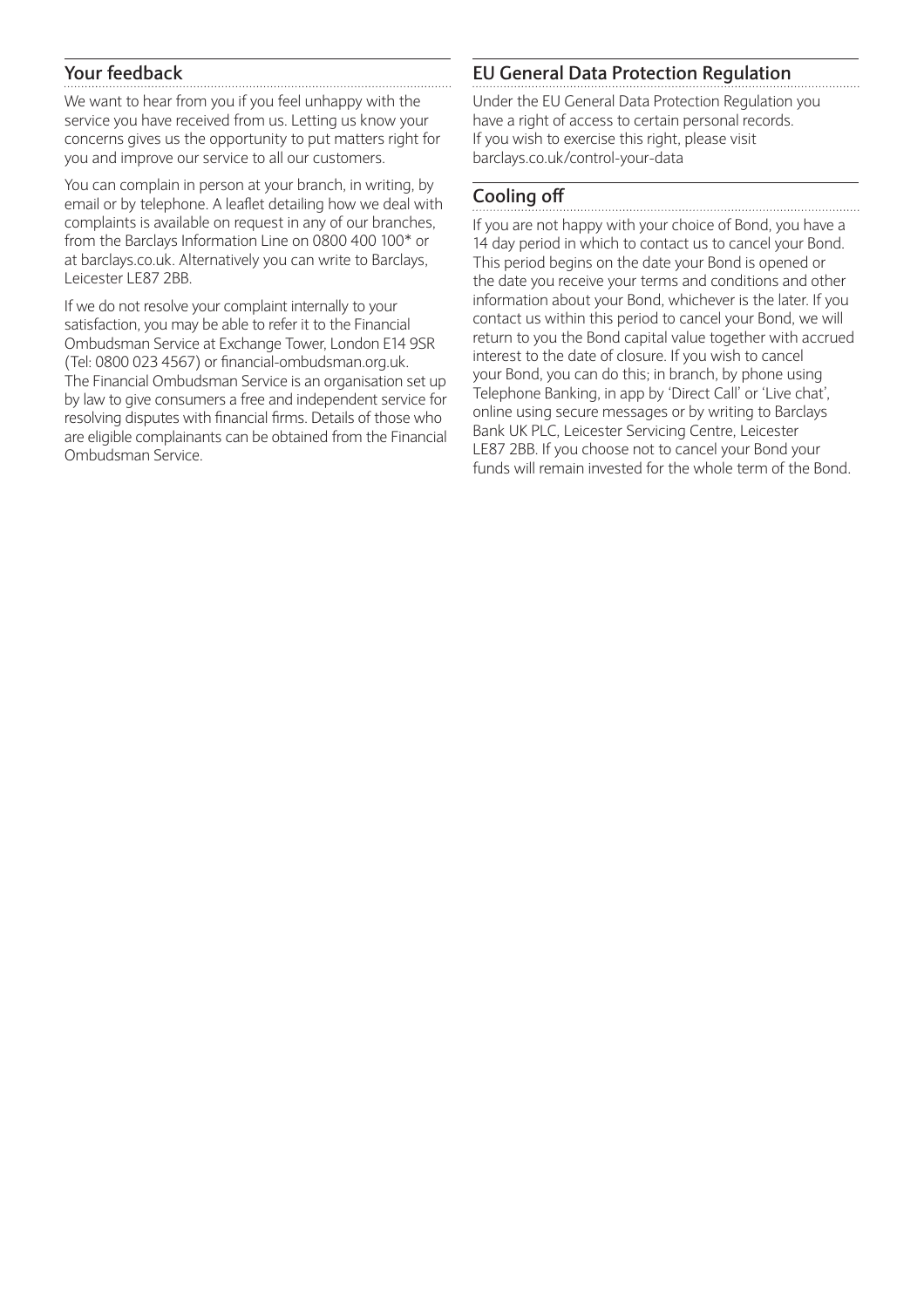## Your feedback

We want to hear from you if you feel unhappy with the service you have received from us. Letting us know your concerns gives us the opportunity to put matters right for you and improve our service to all our customers.

You can complain in person at your branch, in writing, by email or by telephone. A leaflet detailing how we deal with complaints is available on request in any of our branches, from the Barclays Information Line on 0800 400 100* or at barclays.co.uk. Alternatively you can write to Barclays, Leicester LE87 2BB.

If we do not resolve your complaint internally to your satisfaction, you may be able to refer it to the Financial Ombudsman Service at Exchange Tower, London E14 9SR (Tel: 0800 023 4567) or financial-ombudsman.org.uk. The Financial Ombudsman Service is an organisation set up by law to give consumers a free and independent service for resolving disputes with financial firms. Details of those who are eligible complainants can be obtained from the Financial Ombudsman Service.

## EU General Data Protection Regulation

Under the EU General Data Protection Regulation you have a right of access to certain personal records. If you wish to exercise this right, please visit barclays.co.uk/control-your-data

## Cooling off

If you are not happy with your choice of Bond, you have a 14 day period in which to contact us to cancel your Bond. This period begins on the date your Bond is opened or the date you receive your terms and conditions and other information about your Bond, whichever is the later. If you contact us within this period to cancel your Bond, we will return to you the Bond capital value together with accrued interest to the date of closure. If you wish to cancel your Bond, you can do this; in branch, by phone using Telephone Banking, in app by 'Direct Call' or 'Live chat', online using secure messages or by writing to Barclays Bank UK PLC, Leicester Servicing Centre, Leicester LE87 2BB. If you choose not to cancel your Bond your funds will remain invested for the whole term of the Bond.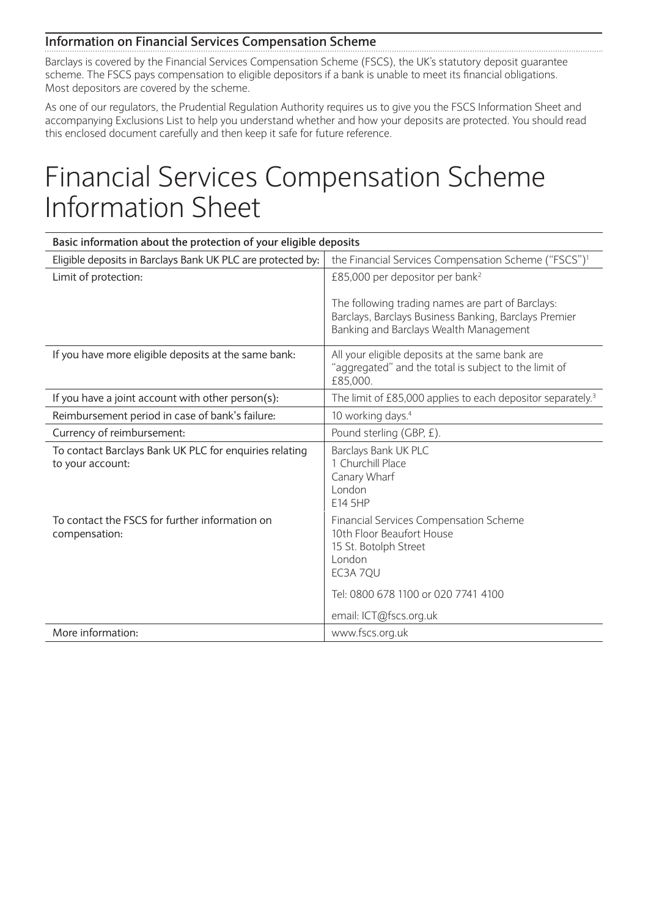## Information on Financial Services Compensation Scheme

Barclays is covered by the Financial Services Compensation Scheme (FSCS), the UK's statutory deposit guarantee scheme. The FSCS pays compensation to eligible depositors if a bank is unable to meet its financial obligations. Most depositors are covered by the scheme.

As one of our regulators, the Prudential Regulation Authority requires us to give you the FSCS Information Sheet and accompanying Exclusions List to help you understand whether and how your deposits are protected. You should read this enclosed document carefully and then keep it safe for future reference.

# Financial Services Compensation Scheme Information Sheet

| Basic information about the protection of your eligible deposits | |
|---|---|
| Eligible deposits in Barclays Bank UK PLC are protected by: | the Financial Services Compensation Scheme ("FSCS")[1] |
| Limit of protection: | £85,000 per depositor per bank[2]<br><br>The following trading names are part of Barclays: Barclays, Barclays Business Banking, Barclays Premier Banking and Barclays Wealth Management |
| If you have more eligible deposits at the same bank: | All your eligible deposits at the same bank are "aggregated" and the total is subject to the limit of £85,000. |
| If you have a joint account with other person(s): | The limit of £85,000 applies to each depositor separately.[3] |
| Reimbursement period in case of bank's failure: | 10 working days.[4] |
| Currency of reimbursement: | Pound sterling (GBP, £). |
| To contact Barclays Bank UK PLC for enquiries relating to your account: | Barclays Bank UK PLC<br>1 Churchill Place<br>Canary Wharf<br>London<br>E14 5HP |
| To contact the FSCS for further information on compensation: | Financial Services Compensation Scheme<br>10th Floor Beaufort House<br>15 St. Botolph Street<br>London<br>EC3A 7QU<br><br>Tel: 0800 678 1100 or 020 7741 4100<br><br>email: ICT@fscs.org.uk |
| More information: | www.fscs.org.uk |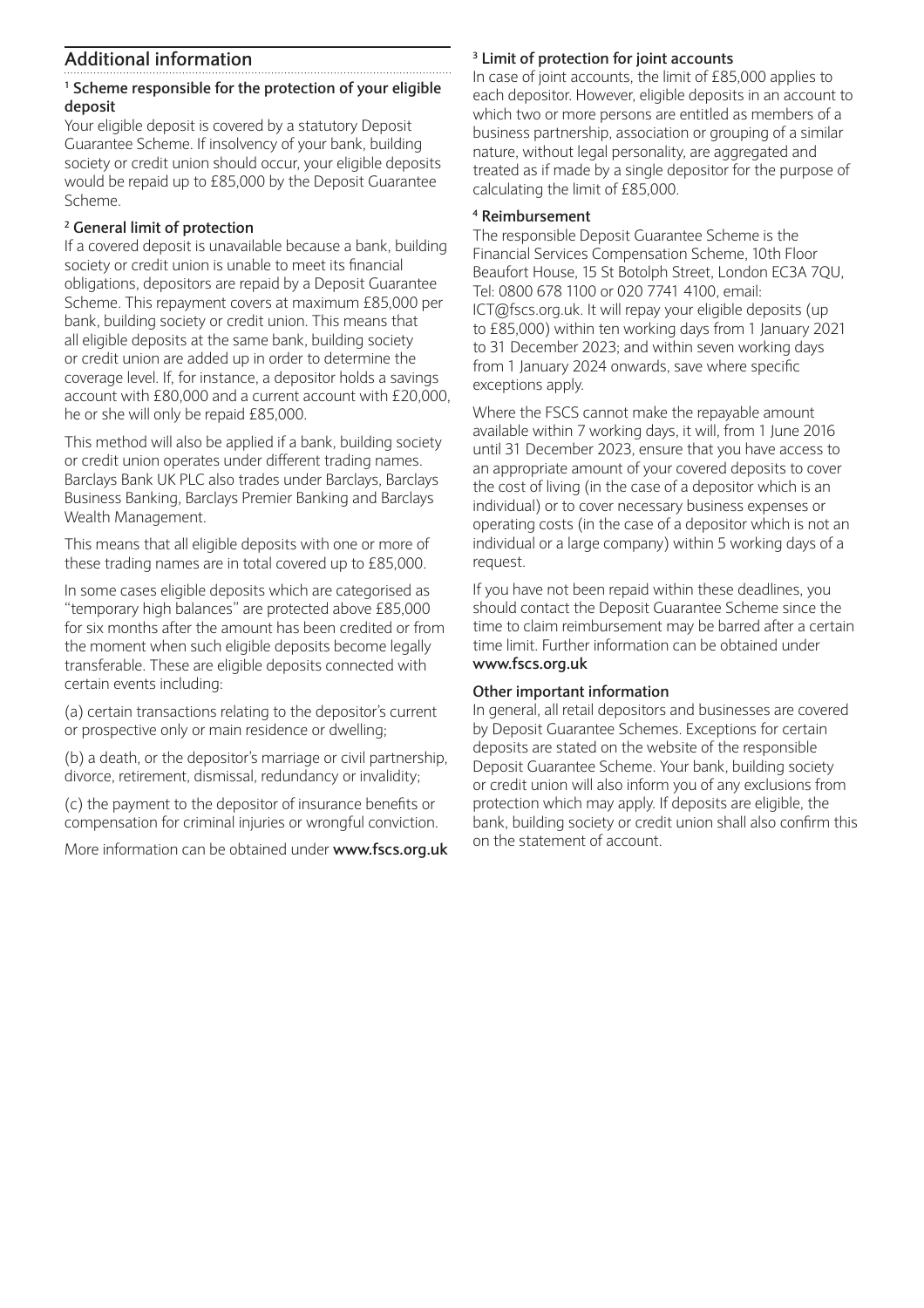## Additional information

### [1] Scheme responsible for the protection of your eligible deposit

Your eligible deposit is covered by a statutory Deposit Guarantee Scheme. If insolvency of your bank, building society or credit union should occur, your eligible deposits would be repaid up to £85,000 by the Deposit Guarantee Scheme.

### [2] General limit of protection

If a covered deposit is unavailable because a bank, building society or credit union is unable to meet its financial obligations, depositors are repaid by a Deposit Guarantee Scheme. This repayment covers at maximum £85,000 per bank, building society or credit union. This means that all eligible deposits at the same bank, building society or credit union are added up in order to determine the coverage level. If, for instance, a depositor holds a savings account with £80,000 and a current account with £20,000, he or she will only be repaid £85,000.

This method will also be applied if a bank, building society or credit union operates under different trading names. Barclays Bank UK PLC also trades under Barclays, Barclays Business Banking, Barclays Premier Banking and Barclays Wealth Management.

This means that all eligible deposits with one or more of these trading names are in total covered up to £85,000.

In some cases eligible deposits which are categorised as "temporary high balances" are protected above £85,000 for six months after the amount has been credited or from the moment when such eligible deposits become legally transferable. These are eligible deposits connected with certain events including:

(a) certain transactions relating to the depositor's current or prospective only or main residence or dwelling;

(b) a death, or the depositor's marriage or civil partnership, divorce, retirement, dismissal, redundancy or invalidity;

(c) the payment to the depositor of insurance benefits or compensation for criminal injuries or wrongful conviction.

More information can be obtained under **www.fscs.org.uk**

### [3] Limit of protection for joint accounts

In case of joint accounts, the limit of £85,000 applies to each depositor. However, eligible deposits in an account to which two or more persons are entitled as members of a business partnership, association or grouping of a similar nature, without legal personality, are aggregated and treated as if made by a single depositor for the purpose of calculating the limit of £85,000.

### [4] Reimbursement

The responsible Deposit Guarantee Scheme is the Financial Services Compensation Scheme, 10th Floor Beaufort House, 15 St Botolph Street, London EC3A 7QU, Tel: 0800 678 1100 or 020 7741 4100, email: ICT@fscs.org.uk. It will repay your eligible deposits (up to £85,000) within ten working days from 1 January 2021 to 31 December 2023; and within seven working days from 1 January 2024 onwards, save where specific exceptions apply.

Where the FSCS cannot make the repayable amount available within 7 working days, it will, from 1 June 2016 until 31 December 2023, ensure that you have access to an appropriate amount of your covered deposits to cover the cost of living (in the case of a depositor which is an individual) or to cover necessary business expenses or operating costs (in the case of a depositor which is not an individual or a large company) within 5 working days of a request.

If you have not been repaid within these deadlines, you should contact the Deposit Guarantee Scheme since the time to claim reimbursement may be barred after a certain time limit. Further information can be obtained under **www.fscs.org.uk**

### Other important information

In general, all retail depositors and businesses are covered by Deposit Guarantee Schemes. Exceptions for certain deposits are stated on the website of the responsible Deposit Guarantee Scheme. Your bank, building society or credit union will also inform you of any exclusions from protection which may apply. If deposits are eligible, the bank, building society or credit union shall also confirm this on the statement of account.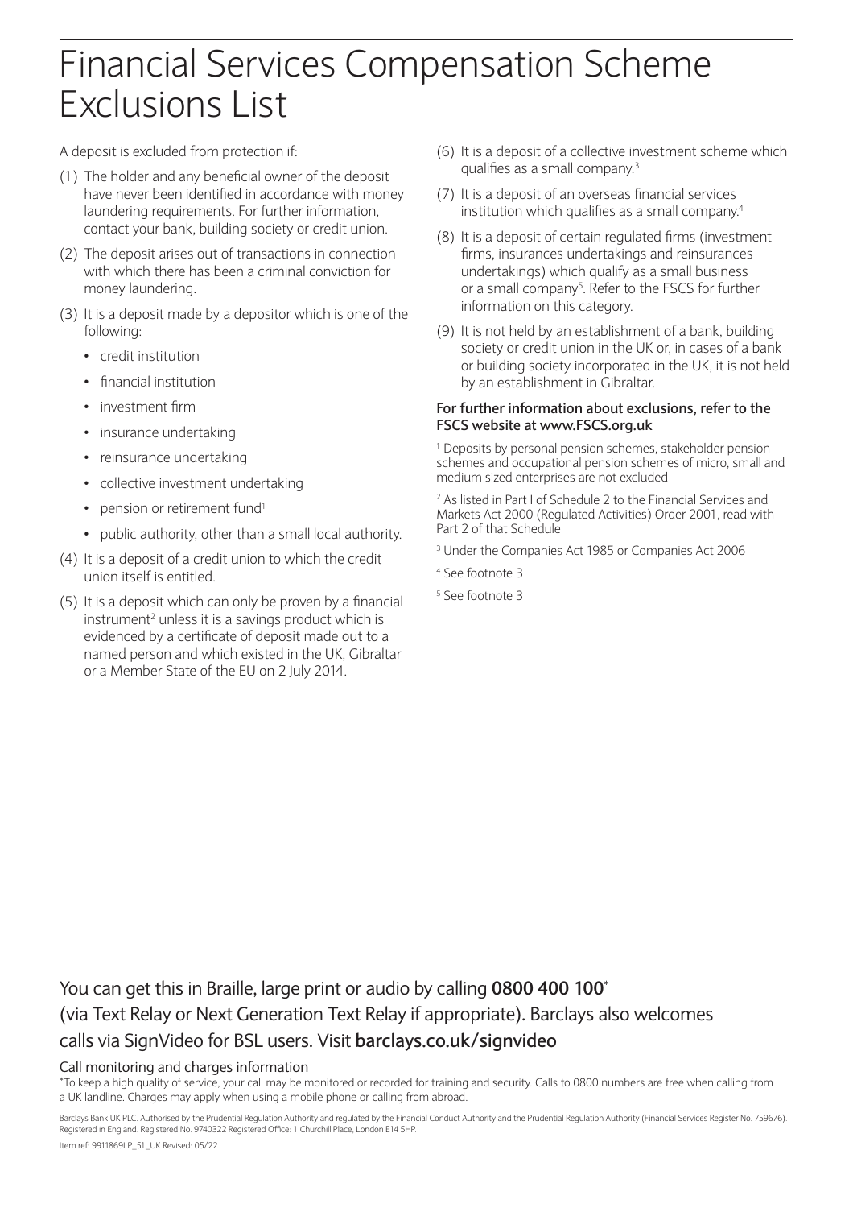# Financial Services Compensation Scheme Exclusions List

A deposit is excluded from protection if:

(1) The holder and any beneficial owner of the deposit have never been identified in accordance with money laundering requirements. For further information, contact your bank, building society or credit union.

(2) The deposit arises out of transactions in connection with which there has been a criminal conviction for money laundering.

(3) It is a deposit made by a depositor which is one of the following:

- credit institution
- financial institution
- investment firm
- insurance undertaking
- reinsurance undertaking
- collective investment undertaking
- pension or retirement fund[1]
- public authority, other than a small local authority.

(4) It is a deposit of a credit union to which the credit union itself is entitled.

(5) It is a deposit which can only be proven by a financial instrument[2] unless it is a savings product which is evidenced by a certificate of deposit made out to a named person and which existed in the UK, Gibraltar or a Member State of the EU on 2 July 2014.

(6) It is a deposit of a collective investment scheme which qualifies as a small company.[3]

(7) It is a deposit of an overseas financial services institution which qualifies as a small company.[4]

(8) It is a deposit of certain regulated firms (investment firms, insurances undertakings and reinsurances undertakings) which qualify as a small business or a small company[5]. Refer to the FSCS for further information on this category.

(9) It is not held by an establishment of a bank, building society or credit union in the UK or, in cases of a bank or building society incorporated in the UK, it is not held by an establishment in Gibraltar.

**For further information about exclusions, refer to the FSCS website at www.FSCS.org.uk**

[1] Deposits by personal pension schemes, stakeholder pension schemes and occupational pension schemes of micro, small and medium sized enterprises are not excluded

[2] As listed in Part I of Schedule 2 to the Financial Services and Markets Act 2000 (Regulated Activities) Order 2001, read with Part 2 of that Schedule

[3] Under the Companies Act 1985 or Companies Act 2006

[4] See footnote 3

[5] See footnote 3

You can get this in Braille, large print or audio by calling **0800 400 100***
(via Text Relay or Next Generation Text Relay if appropriate). Barclays also welcomes calls via SignVideo for BSL users. Visit **barclays.co.uk/signvideo**

Call monitoring and charges information

*To keep a high quality of service, your call may be monitored or recorded for training and security. Calls to 0800 numbers are free when calling from a UK landline. Charges may apply when using a mobile phone or calling from abroad.

Barclays Bank UK PLC. Authorised by the Prudential Regulation Authority and regulated by the Financial Conduct Authority and the Prudential Regulation Authority (Financial Services Register No. 759676). Registered in England. Registered No. 9740322 Registered Office: 1 Churchill Place, London E14 5HP.

Item ref: 9911869LP_51_UK Revised: 05/22